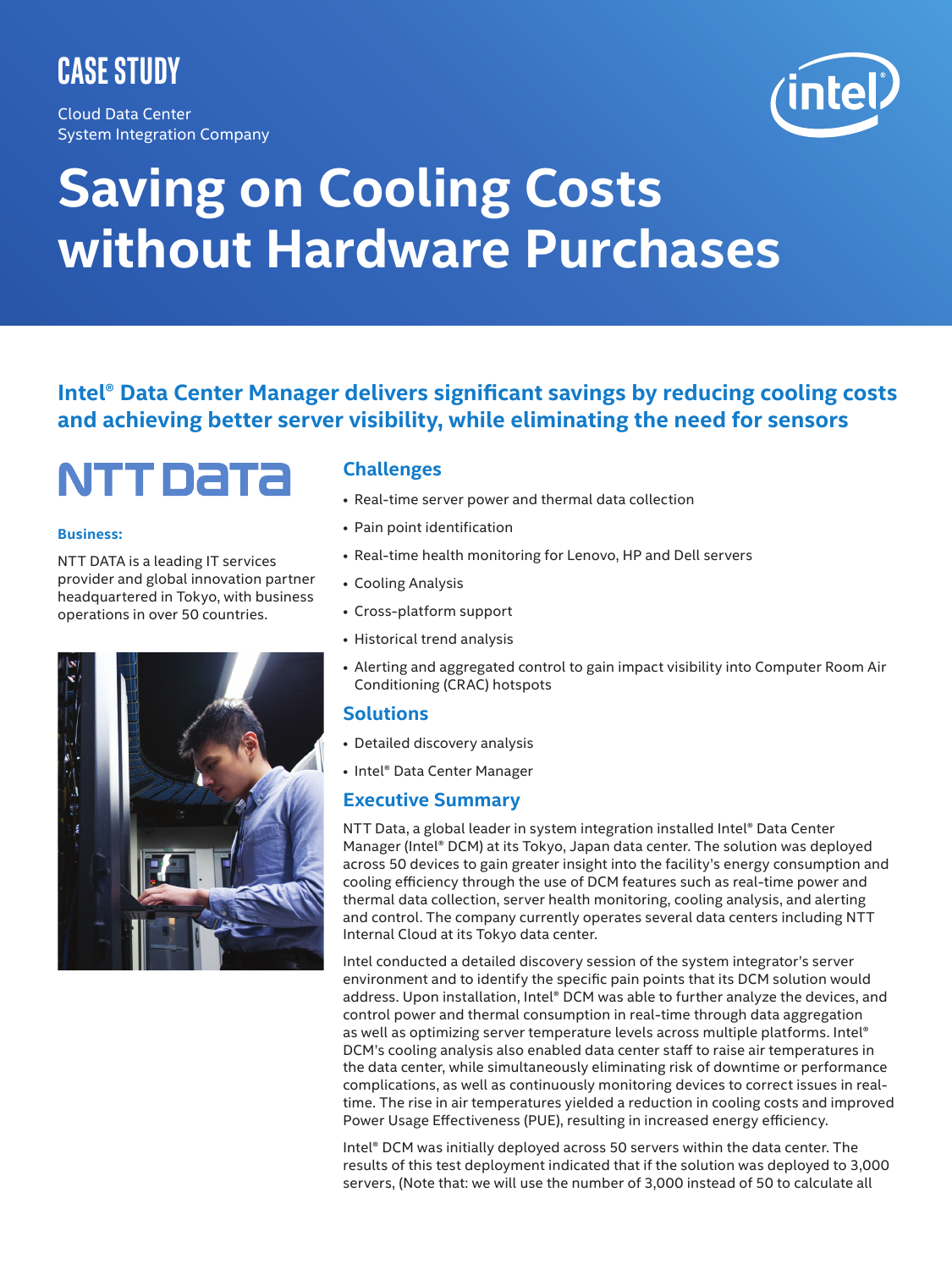CASE STUDY

Cloud Data Center
System Integration Company

# Saving on Cooling Costs without Hardware Purchases

## Intel® Data Center Manager delivers significant savings by reducing cooling costs and achieving better server visibility, while eliminating the need for sensors

NTT DATA

**Business:**

NTT DATA is a leading IT services provider and global innovation partner headquartered in Tokyo, with business operations in over 50 countries.

### Challenges

- Real-time server power and thermal data collection
- Pain point identification
- Real-time health monitoring for Lenovo, HP and Dell servers
- Cooling Analysis
- Cross-platform support
- Historical trend analysis
- Alerting and aggregated control to gain impact visibility into Computer Room Air Conditioning (CRAC) hotspots

### Solutions

- Detailed discovery analysis
- Intel® Data Center Manager

### Executive Summary

NTT Data, a global leader in system integration installed Intel® Data Center Manager (Intel® DCM) at its Tokyo, Japan data center. The solution was deployed across 50 devices to gain greater insight into the facility's energy consumption and cooling efficiency through the use of DCM features such as real-time power and thermal data collection, server health monitoring, cooling analysis, and alerting and control. The company currently operates several data centers including NTT Internal Cloud at its Tokyo data center.

Intel conducted a detailed discovery session of the system integrator's server environment and to identify the specific pain points that its DCM solution would address. Upon installation, Intel® DCM was able to further analyze the devices, and control power and thermal consumption in real-time through data aggregation as well as optimizing server temperature levels across multiple platforms. Intel® DCM's cooling analysis also enabled data center staff to raise air temperatures in the data center, while simultaneously eliminating risk of downtime or performance complications, as well as continuously monitoring devices to correct issues in real-time. The rise in air temperatures yielded a reduction in cooling costs and improved Power Usage Effectiveness (PUE), resulting in increased energy efficiency.

Intel® DCM was initially deployed across 50 servers within the data center. The results of this test deployment indicated that if the solution was deployed to 3,000 servers, (Note that: we will use the number of 3,000 instead of 50 to calculate all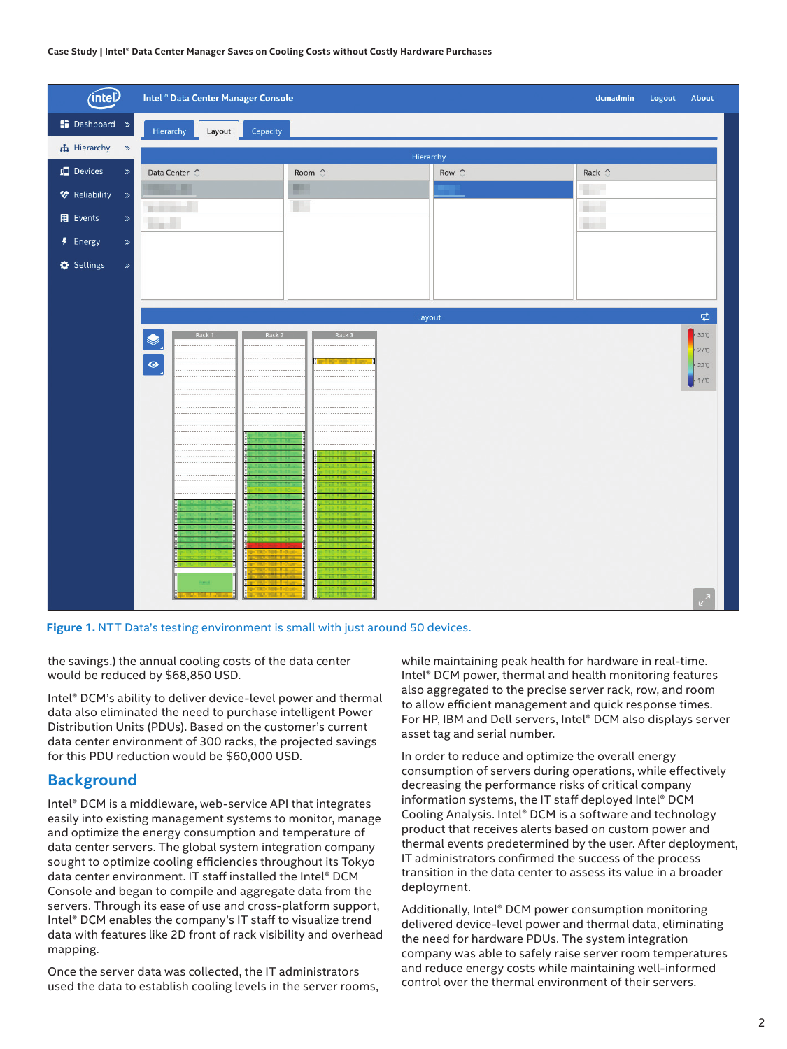**Figure 1.** NTT Data's testing environment is small with just around 50 devices.

the savings.) the annual cooling costs of the data center would be reduced by $68,850 USD.

Intel® DCM's ability to deliver device-level power and thermal data also eliminated the need to purchase intelligent Power Distribution Units (PDUs). Based on the customer's current data center environment of 300 racks, the projected savings for this PDU reduction would be $60,000 USD.

## Background

Intel® DCM is a middleware, web-service API that integrates easily into existing management systems to monitor, manage and optimize the energy consumption and temperature of data center servers. The global system integration company sought to optimize cooling efficiencies throughout its Tokyo data center environment. IT staff installed the Intel® DCM Console and began to compile and aggregate data from the servers. Through its ease of use and cross-platform support, Intel® DCM enables the company's IT staff to visualize trend data with features like 2D front of rack visibility and overhead mapping.

Once the server data was collected, the IT administrators used the data to establish cooling levels in the server rooms, while maintaining peak health for hardware in real-time. Intel® DCM power, thermal and health monitoring features also aggregated to the precise server rack, row, and room to allow efficient management and quick response times. For HP, IBM and Dell servers, Intel® DCM also displays server asset tag and serial number.

In order to reduce and optimize the overall energy consumption of servers during operations, while effectively decreasing the performance risks of critical company information systems, the IT staff deployed Intel® DCM Cooling Analysis. Intel® DCM is a software and technology product that receives alerts based on custom power and thermal events predetermined by the user. After deployment, IT administrators confirmed the success of the process transition in the data center to assess its value in a broader deployment.

Additionally, Intel® DCM power consumption monitoring delivered device-level power and thermal data, eliminating the need for hardware PDUs. The system integration company was able to safely raise server room temperatures and reduce energy costs while maintaining well-informed control over the thermal environment of their servers.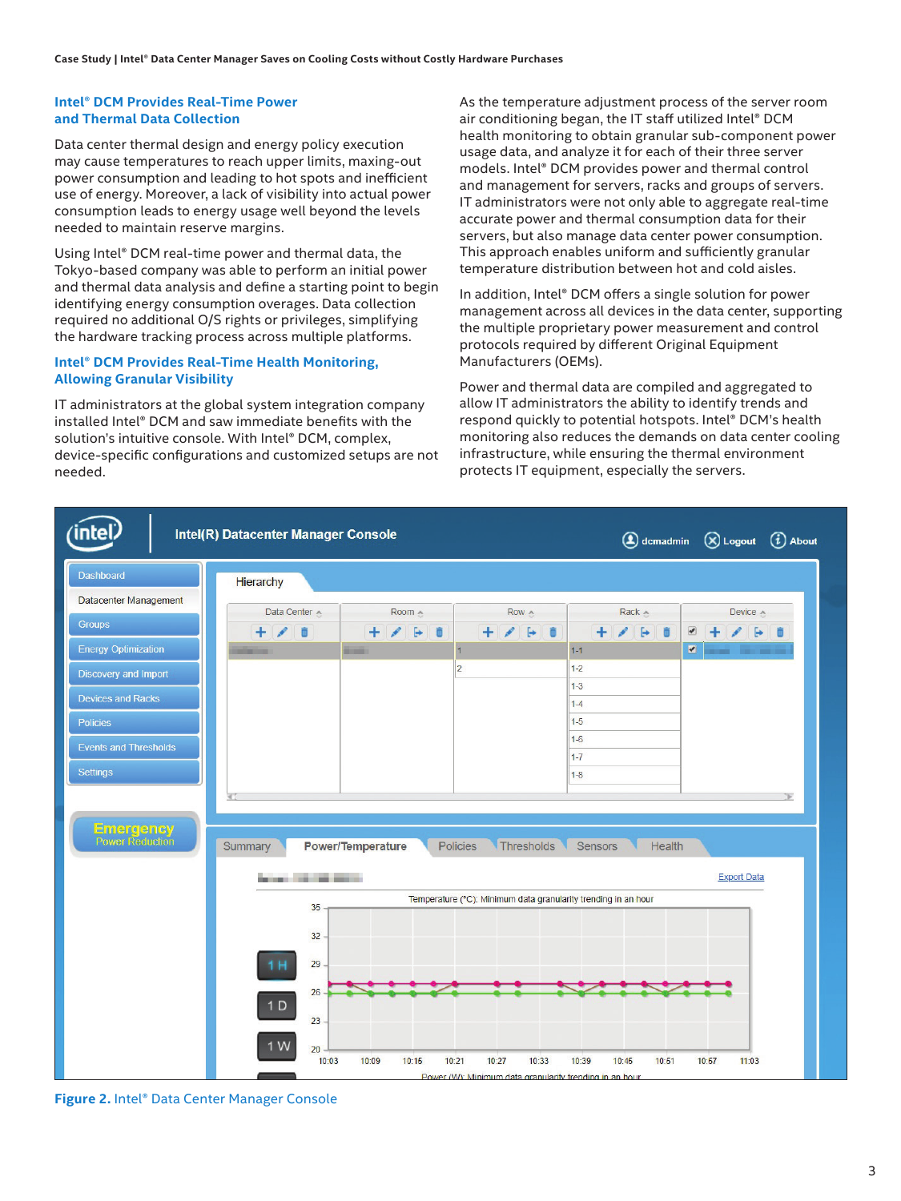## Intel® DCM Provides Real-Time Power and Thermal Data Collection

Data center thermal design and energy policy execution may cause temperatures to reach upper limits, maxing-out power consumption and leading to hot spots and inefficient use of energy. Moreover, a lack of visibility into actual power consumption leads to energy usage well beyond the levels needed to maintain reserve margins.

Using Intel® DCM real-time power and thermal data, the Tokyo-based company was able to perform an initial power and thermal data analysis and define a starting point to begin identifying energy consumption overages. Data collection required no additional O/S rights or privileges, simplifying the hardware tracking process across multiple platforms.

## Intel® DCM Provides Real-Time Health Monitoring, Allowing Granular Visibility

IT administrators at the global system integration company installed Intel® DCM and saw immediate benefits with the solution's intuitive console. With Intel® DCM, complex, device-specific configurations and customized setups are not needed.

As the temperature adjustment process of the server room air conditioning began, the IT staff utilized Intel® DCM health monitoring to obtain granular sub-component power usage data, and analyze it for each of their three server models. Intel® DCM provides power and thermal control and management for servers, racks and groups of servers. IT administrators were not only able to aggregate real-time accurate power and thermal consumption data for their servers, but also manage data center power consumption. This approach enables uniform and sufficiently granular temperature distribution between hot and cold aisles.

In addition, Intel® DCM offers a single solution for power management across all devices in the data center, supporting the multiple proprietary power measurement and control protocols required by different Original Equipment Manufacturers (OEMs).

Power and thermal data are compiled and aggregated to allow IT administrators the ability to identify trends and respond quickly to potential hotspots. Intel® DCM's health monitoring also reduces the demands on data center cooling infrastructure, while ensuring the thermal environment protects IT equipment, especially the servers.

**Figure 2.** Intel® Data Center Manager Console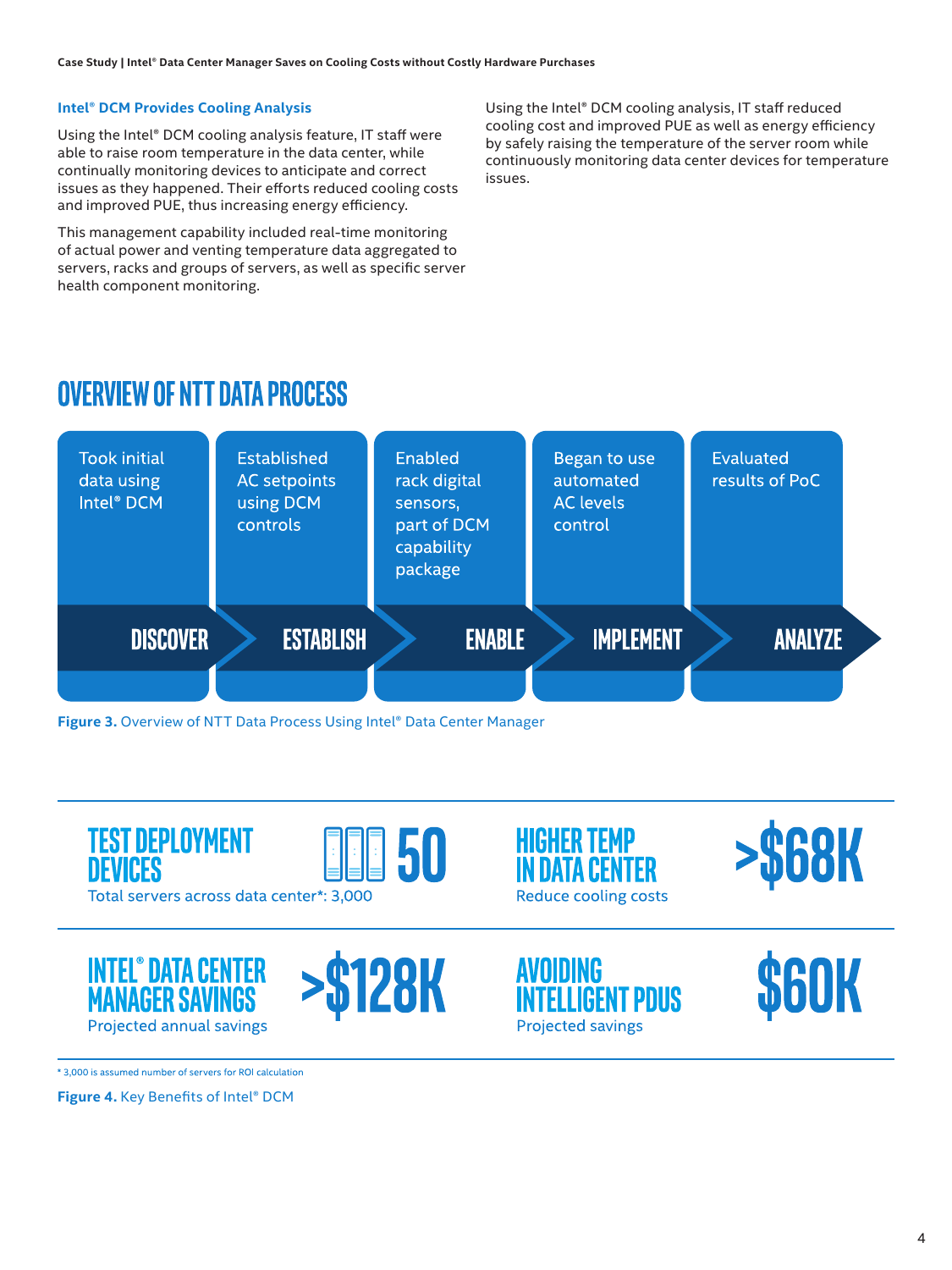### Intel® DCM Provides Cooling Analysis

Using the Intel® DCM cooling analysis feature, IT staff were able to raise room temperature in the data center, while continually monitoring devices to anticipate and correct issues as they happened. Their efforts reduced cooling costs and improved PUE, thus increasing energy efficiency.

This management capability included real-time monitoring of actual power and venting temperature data aggregated to servers, racks and groups of servers, as well as specific server health component monitoring.

Using the Intel® DCM cooling analysis, IT staff reduced cooling cost and improved PUE as well as energy efficiency by safely raising the temperature of the server room while continuously monitoring data center devices for temperature issues.

## OVERVIEW OF NTT DATA PROCESS

| DISCOVER | ESTABLISH | ENABLE | IMPLEMENT | ANALYZE |
|---|---|---|---|---|
| Took initial data using Intel® DCM | Established AC setpoints using DCM controls | Enabled rack digital sensors, part of DCM capability package | Began to use automated AC levels control | Evaluated results of PoC |

**Figure 3.** Overview of NTT Data Process Using Intel® Data Center Manager

**TEST DEPLOYMENT DEVICES** — **50**
Total servers across data center*: 3,000

**HIGHER TEMP IN DATA CENTER** — **>$68K**
Reduce cooling costs

**INTEL® DATA CENTER MANAGER SAVINGS** — **>$128K**
Projected annual savings

**AVOIDING INTELLIGENT PDUS** — **$60K**
Projected savings

* 3,000 is assumed number of servers for ROI calculation

**Figure 4.** Key Benefits of Intel® DCM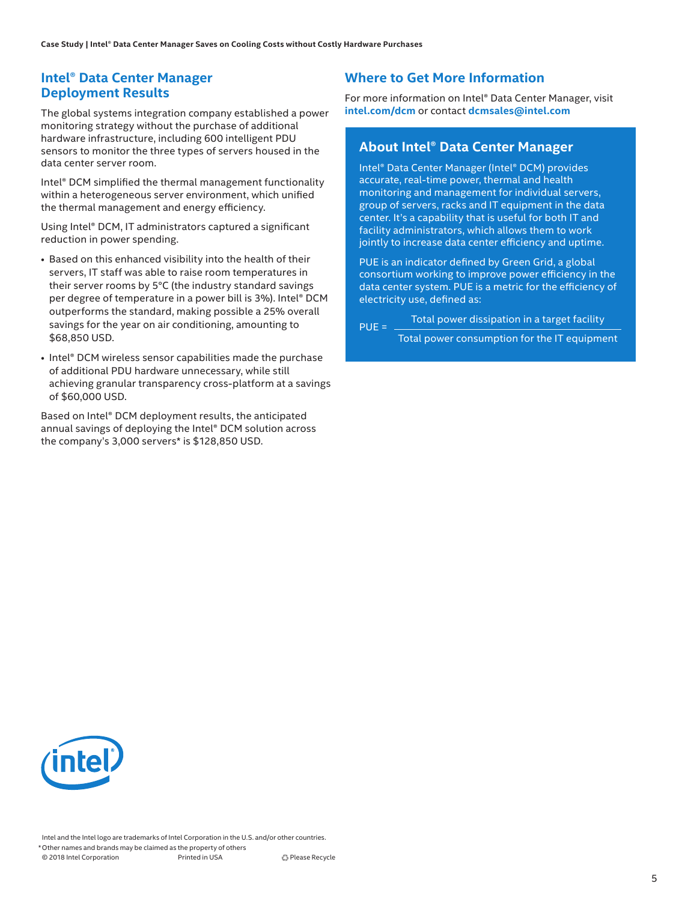## Intel® Data Center Manager Deployment Results

The global systems integration company established a power monitoring strategy without the purchase of additional hardware infrastructure, including 600 intelligent PDU sensors to monitor the three types of servers housed in the data center server room.

Intel® DCM simplified the thermal management functionality within a heterogeneous server environment, which unified the thermal management and energy efficiency.

Using Intel® DCM, IT administrators captured a significant reduction in power spending.

- Based on this enhanced visibility into the health of their servers, IT staff was able to raise room temperatures in their server rooms by 5°C (the industry standard savings per degree of temperature in a power bill is 3%). Intel® DCM outperforms the standard, making possible a 25% overall savings for the year on air conditioning, amounting to $68,850 USD.
- Intel® DCM wireless sensor capabilities made the purchase of additional PDU hardware unnecessary, while still achieving granular transparency cross-platform at a savings of $60,000 USD.

Based on Intel® DCM deployment results, the anticipated annual savings of deploying the Intel® DCM solution across the company's 3,000 servers* is $128,850 USD.

## Where to Get More Information

For more information on Intel® Data Center Manager, visit **intel.com/dcm** or contact **dcmsales@intel.com**

### About Intel® Data Center Manager

Intel® Data Center Manager (Intel® DCM) provides accurate, real-time power, thermal and health monitoring and management for individual servers, group of servers, racks and IT equipment in the data center. It's a capability that is useful for both IT and facility administrators, which allows them to work jointly to increase data center efficiency and uptime.

PUE is an indicator defined by Green Grid, a global consortium working to improve power efficiency in the data center system. PUE is a metric for the efficiency of electricity use, defined as:

$$\text{PUE} = \frac{\text{Total power dissipation in a target facility}}{\text{Total power consumption for the IT equipment}}$$

Intel and the Intel logo are trademarks of Intel Corporation in the U.S. and/or other countries.
*Other names and brands may be claimed as the property of others
© 2018 Intel Corporation Printed in USA Please Recycle